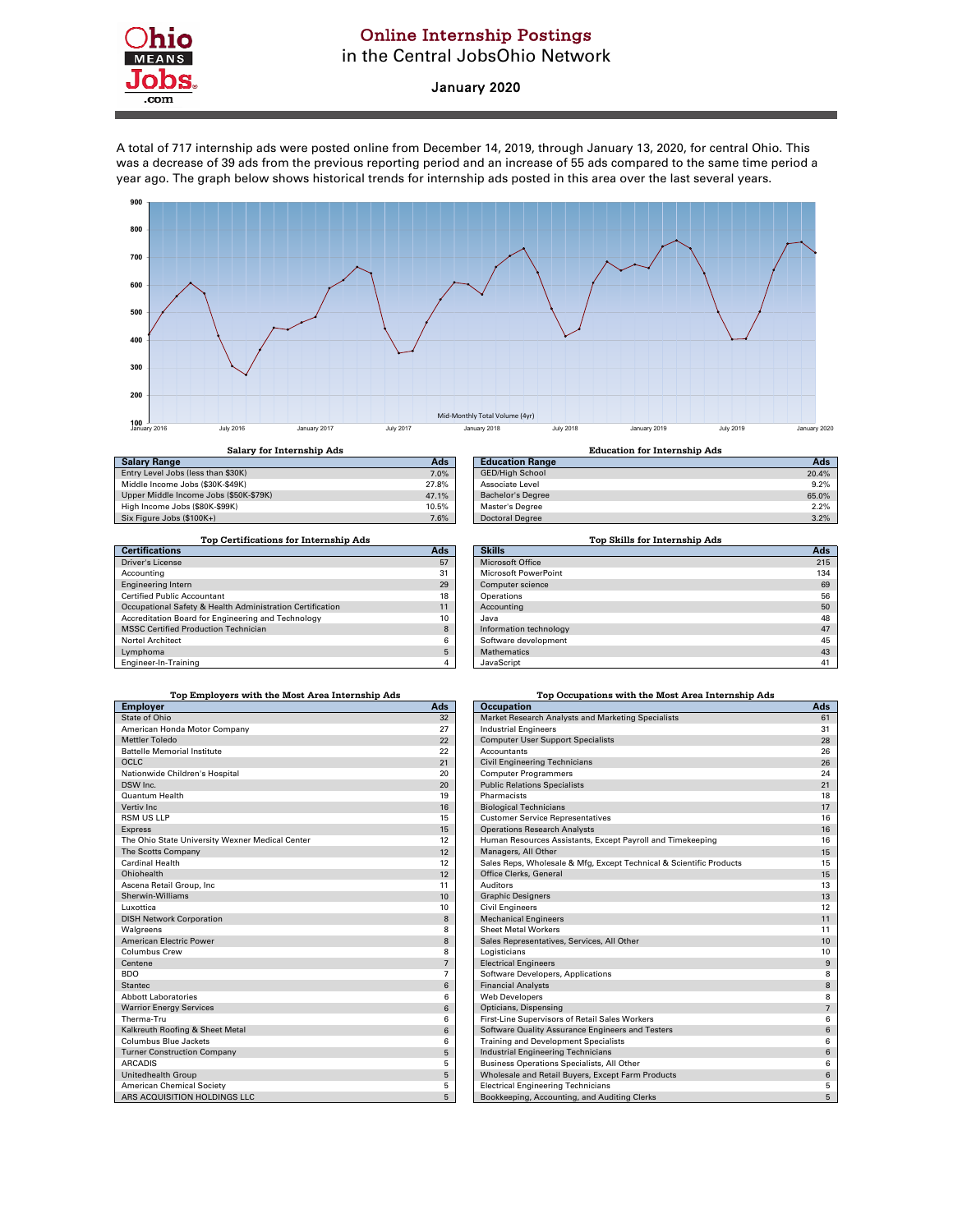# Online Internship Postings
## in the Central JobsOhio Network

### January 2020

A total of 717 internship ads were posted online from December 14, 2019, through January 13, 2020, for central Ohio. This was a decrease of 39 ads from the previous reporting period and an increase of 55 ads compared to the same time period a year ago. The graph below shows historical trends for internship ads posted in this area over the last several years.

Mid-Monthly Total Volume (4yr)

**Salary for Internship Ads**

| Salary Range | Ads |
|---|---|
| Entry Level Jobs (less than $30K) | 7.0% |
| Middle Income Jobs ($30K-$49K) | 27.8% |
| Upper Middle Income Jobs ($50K-$79K) | 47.1% |
| High Income Jobs ($80K-$99K) | 10.5% |
| Six Figure Jobs ($100K+) | 7.6% |

**Education for Internship Ads**

| Education Range | Ads |
|---|---|
| GED/High School | 20.4% |
| Associate Level | 9.2% |
| Bachelor's Degree | 65.0% |
| Master's Degree | 2.2% |
| Doctoral Degree | 3.2% |

**Top Certifications for Internship Ads**

| Certifications | Ads |
|---|---|
| Driver's License | 57 |
| Accounting | 31 |
| Engineering Intern | 29 |
| Certified Public Accountant | 18 |
| Occupational Safety & Health Administration Certification | 11 |
| Accreditation Board for Engineering and Technology | 10 |
| MSSC Certified Production Technician | 8 |
| Nortel Architect | 6 |
| Lymphoma | 5 |
| Engineer-In-Training | 4 |

**Top Skills for Internship Ads**

| Skills | Ads |
|---|---|
| Microsoft Office | 215 |
| Microsoft PowerPoint | 134 |
| Computer science | 69 |
| Operations | 56 |
| Accounting | 50 |
| Java | 48 |
| Information technology | 47 |
| Software development | 45 |
| Mathematics | 43 |
| JavaScript | 41 |

**Top Employers with the Most Area Internship Ads**

| Employer | Ads |
|---|---|
| State of Ohio | 32 |
| American Honda Motor Company | 27 |
| Mettler Toledo | 22 |
| Battelle Memorial Institute | 22 |
| OCLC | 21 |
| Nationwide Children's Hospital | 20 |
| DSW Inc. | 20 |
| Quantum Health | 19 |
| Vertiv Inc | 16 |
| RSM US LLP | 15 |
| Express | 15 |
| The Ohio State University Wexner Medical Center | 12 |
| The Scotts Company | 12 |
| Cardinal Health | 12 |
| Ohiohealth | 12 |
| Ascena Retail Group, Inc | 11 |
| Sherwin-Williams | 10 |
| Luxottica | 10 |
| DISH Network Corporation | 8 |
| Walgreens | 8 |
| American Electric Power | 8 |
| Columbus Crew | 8 |
| Centene | 7 |
| BDO | 7 |
| Stantec | 6 |
| Abbott Laboratories | 6 |
| Warrior Energy Services | 6 |
| Therma-Tru | 6 |
| Kalkreuth Roofing & Sheet Metal | 6 |
| Columbus Blue Jackets | 6 |
| Turner Construction Company | 5 |
| ARCADIS | 5 |
| Unitedhealth Group | 5 |
| American Chemical Society | 5 |
| ARS ACQUISITION HOLDINGS LLC | 5 |

**Top Occupations with the Most Area Internship Ads**

| Occupation | Ads |
|---|---|
| Market Research Analysts and Marketing Specialists | 61 |
| Industrial Engineers | 31 |
| Computer User Support Specialists | 28 |
| Accountants | 26 |
| Civil Engineering Technicians | 26 |
| Computer Programmers | 24 |
| Public Relations Specialists | 21 |
| Pharmacists | 18 |
| Biological Technicians | 17 |
| Customer Service Representatives | 16 |
| Operations Research Analysts | 16 |
| Human Resources Assistants, Except Payroll and Timekeeping | 16 |
| Managers, All Other | 15 |
| Sales Reps, Wholesale & Mfg, Except Technical & Scientific Products | 15 |
| Office Clerks, General | 15 |
| Auditors | 13 |
| Graphic Designers | 13 |
| Civil Engineers | 12 |
| Mechanical Engineers | 11 |
| Sheet Metal Workers | 11 |
| Sales Representatives, Services, All Other | 10 |
| Logisticians | 10 |
| Electrical Engineers | 9 |
| Software Developers, Applications | 8 |
| Financial Analysts | 8 |
| Web Developers | 8 |
| Opticians, Dispensing | 7 |
| First-Line Supervisors of Retail Sales Workers | 6 |
| Software Quality Assurance Engineers and Testers | 6 |
| Training and Development Specialists | 6 |
| Industrial Engineering Technicians | 6 |
| Business Operations Specialists, All Other | 6 |
| Wholesale and Retail Buyers, Except Farm Products | 6 |
| Electrical Engineering Technicians | 5 |
| Bookkeeping, Accounting, and Auditing Clerks | 5 |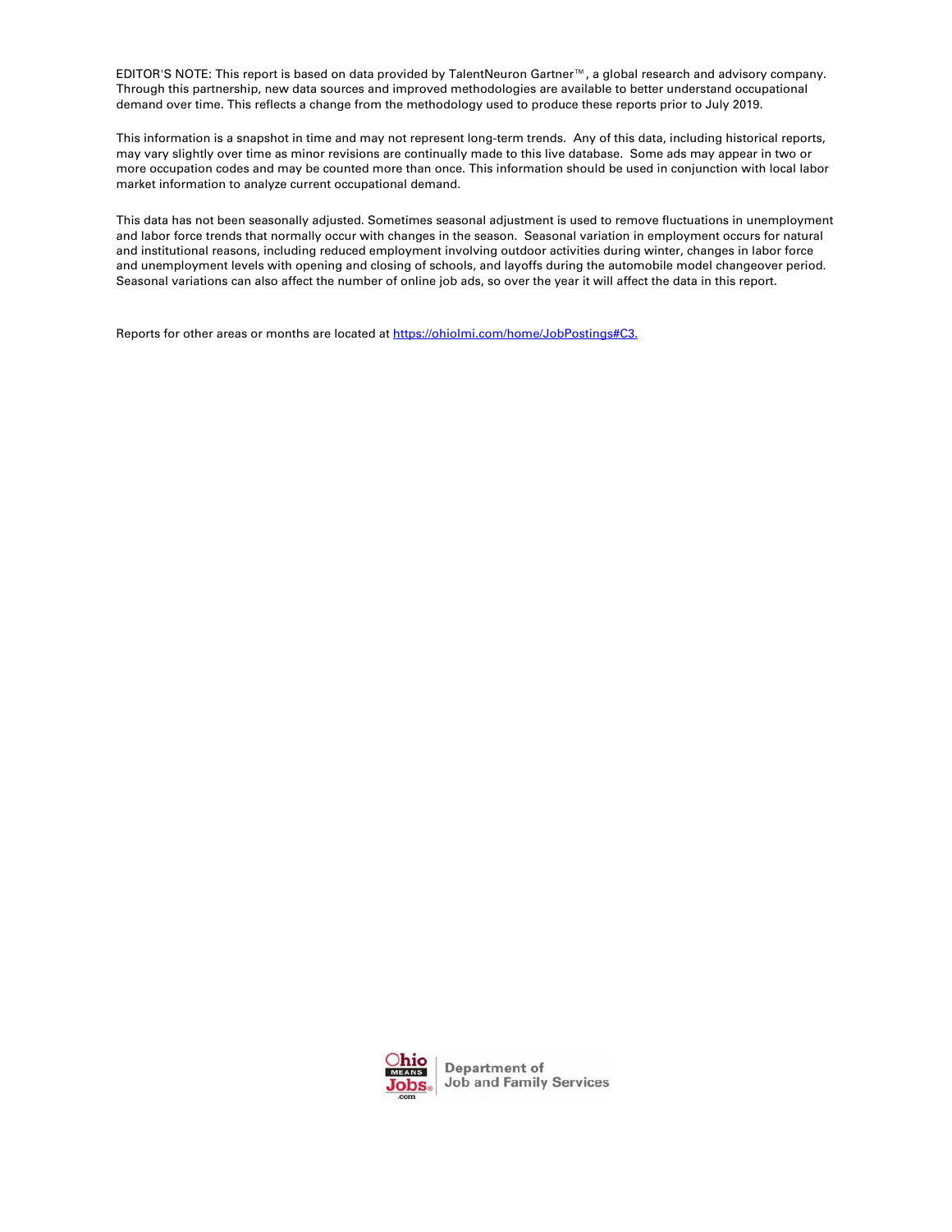EDITOR'S NOTE: This report is based on data provided by TalentNeuron Gartner™, a global research and advisory company. Through this partnership, new data sources and improved methodologies are available to better understand occupational demand over time. This reflects a change from the methodology used to produce these reports prior to July 2019.

This information is a snapshot in time and may not represent long-term trends. Any of this data, including historical reports, may vary slightly over time as minor revisions are continually made to this live database. Some ads may appear in two or more occupation codes and may be counted more than once. This information should be used in conjunction with local labor market information to analyze current occupational demand.

This data has not been seasonally adjusted. Sometimes seasonal adjustment is used to remove fluctuations in unemployment and labor force trends that normally occur with changes in the season. Seasonal variation in employment occurs for natural and institutional reasons, including reduced employment involving outdoor activities during winter, changes in labor force and unemployment levels with opening and closing of schools, and layoffs during the automobile model changeover period. Seasonal variations can also affect the number of online job ads, so over the year it will affect the data in this report.

Reports for other areas or months are located at https://ohiolmi.com/home/JobPostings#C3.

Ohio Means Jobs .com | Department of Job and Family Services